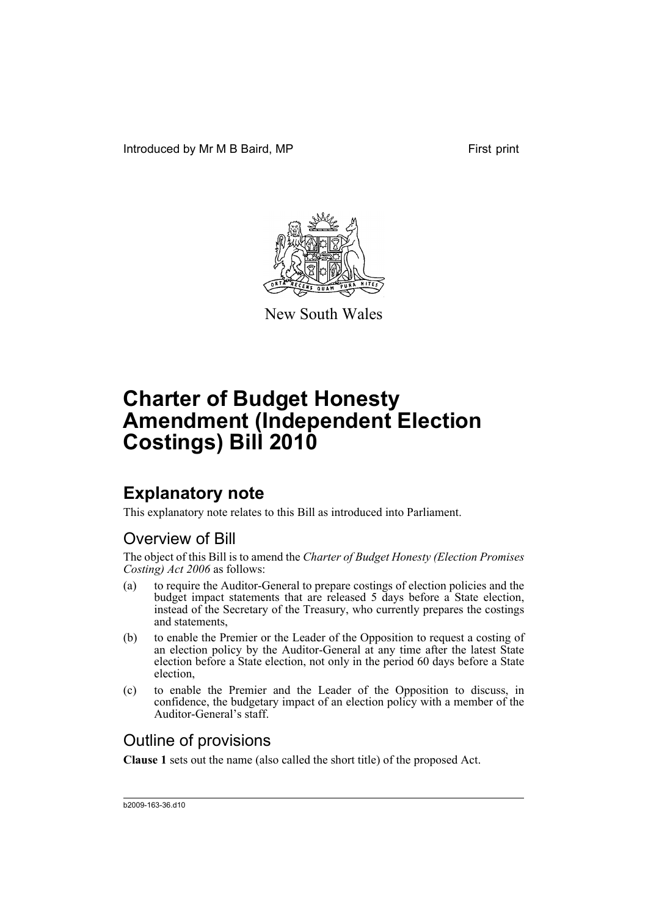Introduced by Mr M B Baird, MP First print

New South Wales

# Charter of Budget Honesty Amendment (Independent Election Costings) Bill 2010

## Explanatory note

This explanatory note relates to this Bill as introduced into Parliament.

### Overview of Bill

The object of this Bill is to amend the *Charter of Budget Honesty (Election Promises Costing) Act 2006* as follows:

(a) to require the Auditor-General to prepare costings of election policies and the budget impact statements that are released 5 days before a State election, instead of the Secretary of the Treasury, who currently prepares the costings and statements,

(b) to enable the Premier or the Leader of the Opposition to request a costing of an election policy by the Auditor-General at any time after the latest State election before a State election, not only in the period 60 days before a State election,

(c) to enable the Premier and the Leader of the Opposition to discuss, in confidence, the budgetary impact of an election policy with a member of the Auditor-General's staff.

### Outline of provisions

**Clause 1** sets out the name (also called the short title) of the proposed Act.

b2009-163-36.d10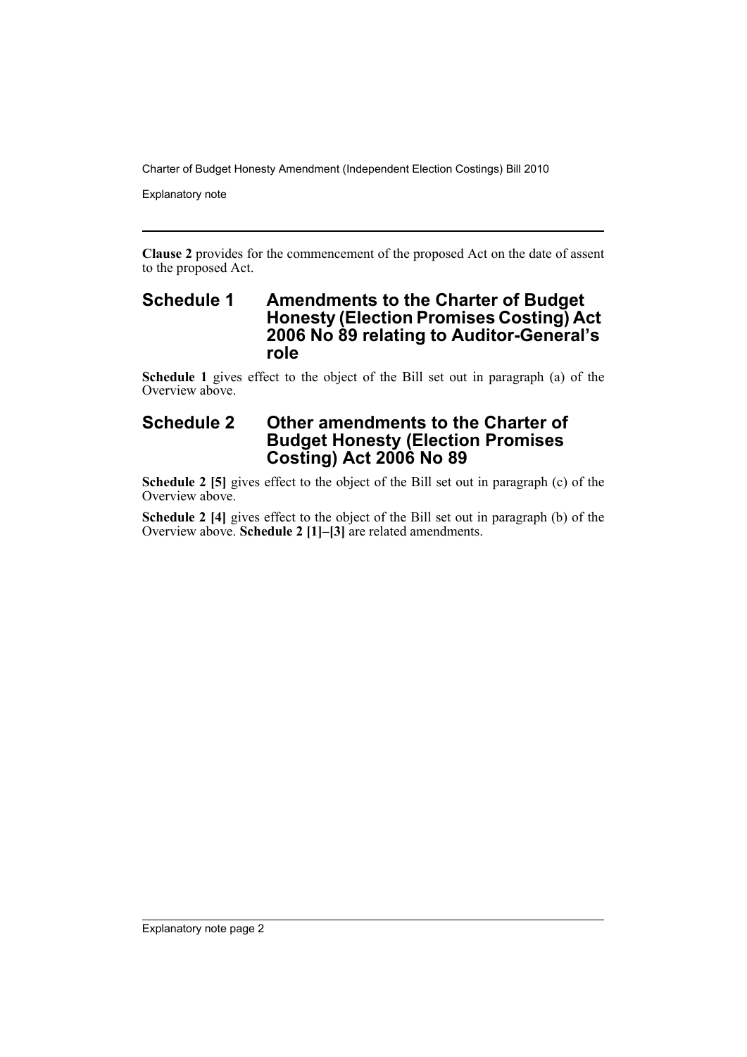**Clause 2** provides for the commencement of the proposed Act on the date of assent to the proposed Act.

## Schedule 1 Amendments to the Charter of Budget Honesty (Election Promises Costing) Act 2006 No 89 relating to Auditor-General's role

**Schedule 1** gives effect to the object of the Bill set out in paragraph (a) of the Overview above.

## Schedule 2 Other amendments to the Charter of Budget Honesty (Election Promises Costing) Act 2006 No 89

**Schedule 2 [5]** gives effect to the object of the Bill set out in paragraph (c) of the Overview above.

**Schedule 2 [4]** gives effect to the object of the Bill set out in paragraph (b) of the Overview above. **Schedule 2 [1]–[3]** are related amendments.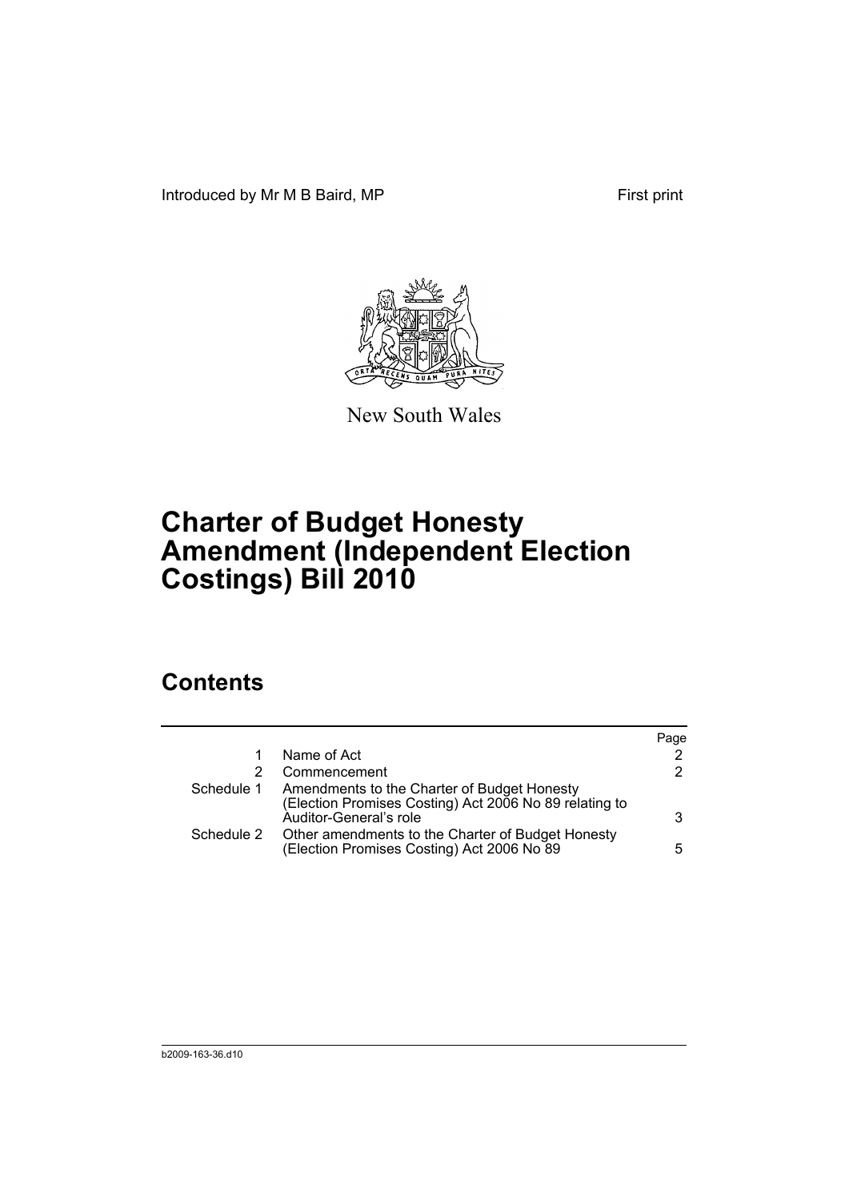Introduced by Mr M B Baird, MP First print

New South Wales

# Charter of Budget Honesty Amendment (Independent Election Costings) Bill 2010

## Contents

| | | Page |
|---|---|---|
| 1 | Name of Act | 2 |
| 2 | Commencement | 2 |
| Schedule 1 | Amendments to the Charter of Budget Honesty (Election Promises Costing) Act 2006 No 89 relating to Auditor-General's role | 3 |
| Schedule 2 | Other amendments to the Charter of Budget Honesty (Election Promises Costing) Act 2006 No 89 | 5 |

b2009-163-36.d10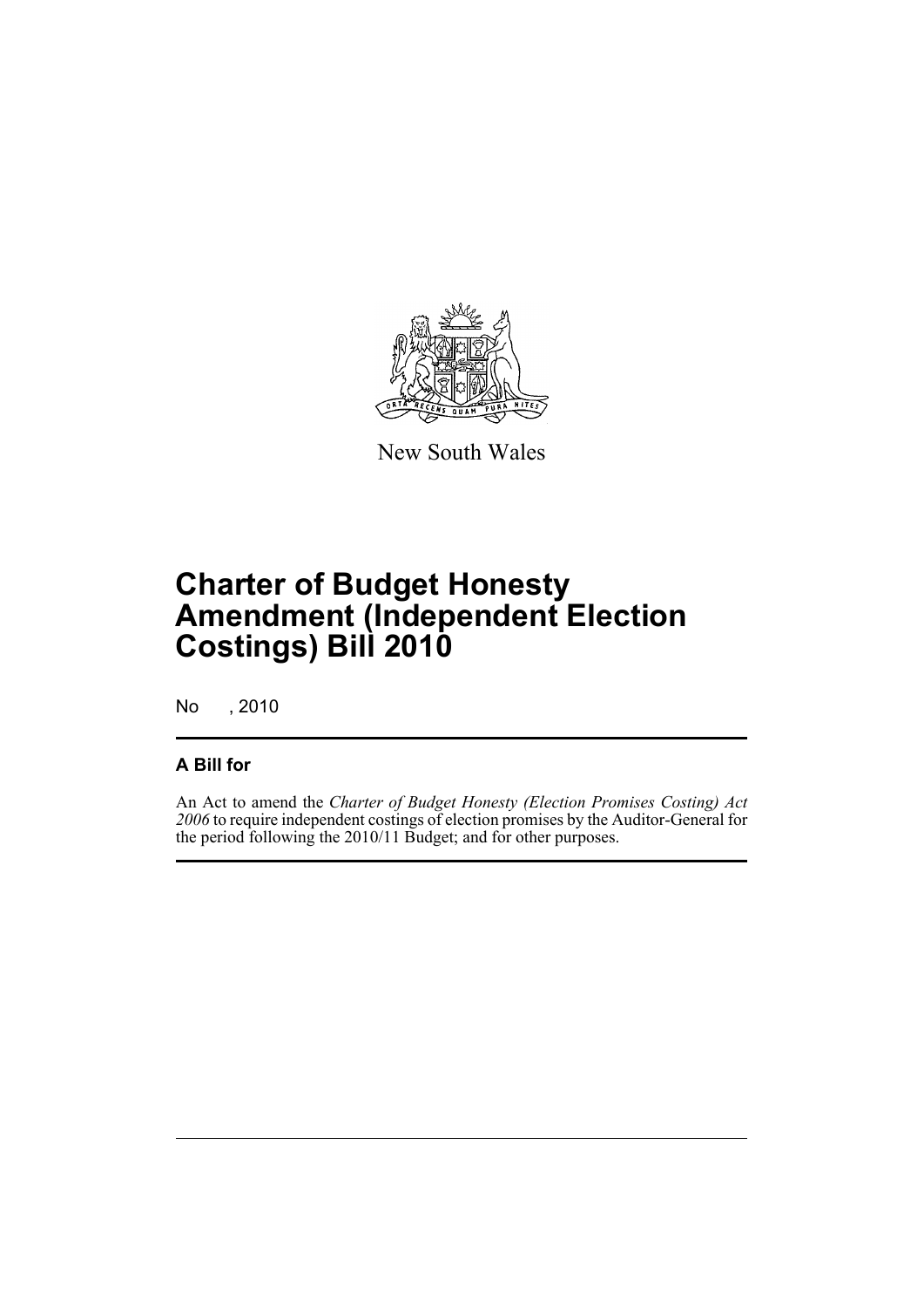New South Wales

# Charter of Budget Honesty Amendment (Independent Election Costings) Bill 2010

No , 2010

## A Bill for

An Act to amend the *Charter of Budget Honesty (Election Promises Costing) Act 2006* to require independent costings of election promises by the Auditor-General for the period following the 2010/11 Budget; and for other purposes.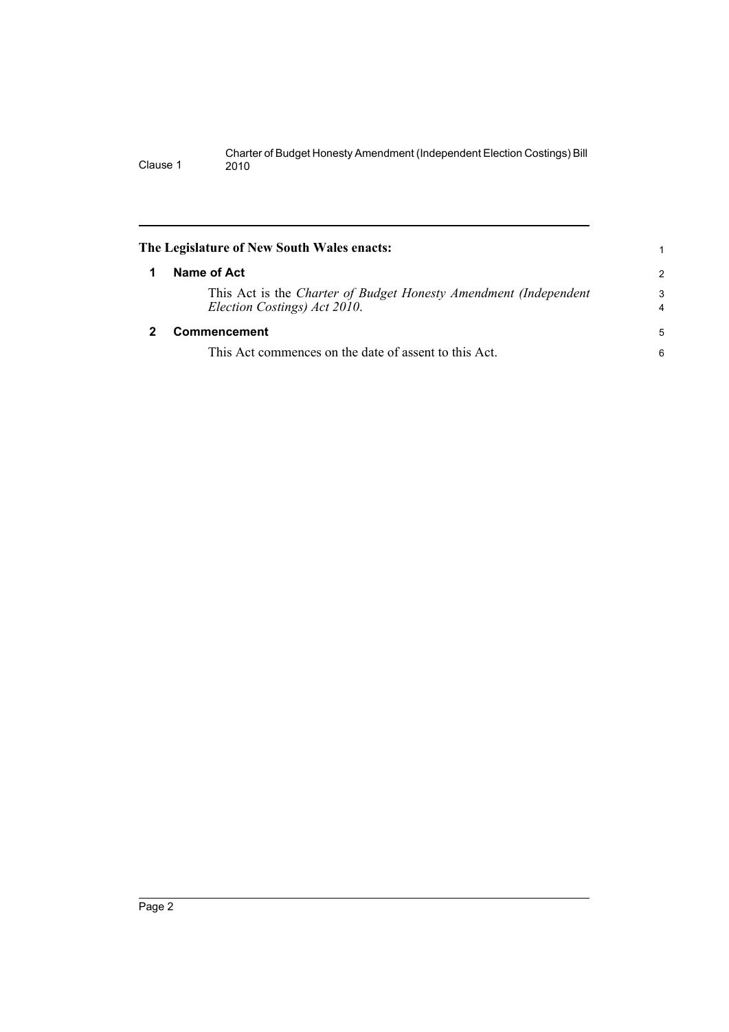**The Legislature of New South Wales enacts:**

## 1 Name of Act

This Act is the *Charter of Budget Honesty Amendment (Independent Election Costings) Act 2010*.

## 2 Commencement

This Act commences on the date of assent to this Act.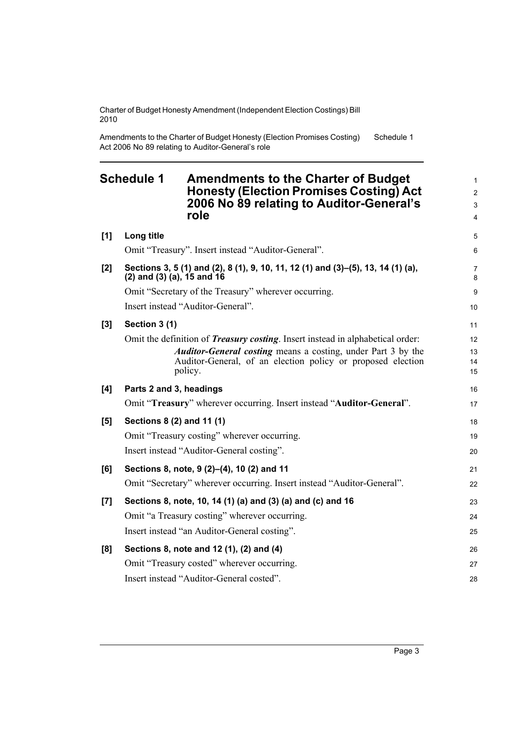## Schedule 1 Amendments to the Charter of Budget Honesty (Election Promises Costing) Act 2006 No 89 relating to Auditor-General's role

**[1] Long title**

Omit "Treasury". Insert instead "Auditor-General".

**[2] Sections 3, 5 (1) and (2), 8 (1), 9, 10, 11, 12 (1) and (3)–(5), 13, 14 (1) (a), (2) and (3) (a), 15 and 16**

Omit "Secretary of the Treasury" wherever occurring.

Insert instead "Auditor-General".

**[3] Section 3 (1)**

Omit the definition of ***Treasury costing***. Insert instead in alphabetical order:

> ***Auditor-General costing*** means a costing, under Part 3 by the Auditor-General, of an election policy or proposed election policy.

**[4] Parts 2 and 3, headings**

Omit "**Treasury**" wherever occurring. Insert instead "**Auditor-General**".

**[5] Sections 8 (2) and 11 (1)**

Omit "Treasury costing" wherever occurring.

Insert instead "Auditor-General costing".

**[6] Sections 8, note, 9 (2)–(4), 10 (2) and 11**

Omit "Secretary" wherever occurring. Insert instead "Auditor-General".

**[7] Sections 8, note, 10, 14 (1) (a) and (3) (a) and (c) and 16**

Omit "a Treasury costing" wherever occurring.

Insert instead "an Auditor-General costing".

**[8] Sections 8, note and 12 (1), (2) and (4)**

Omit "Treasury costed" wherever occurring.

Insert instead "Auditor-General costed".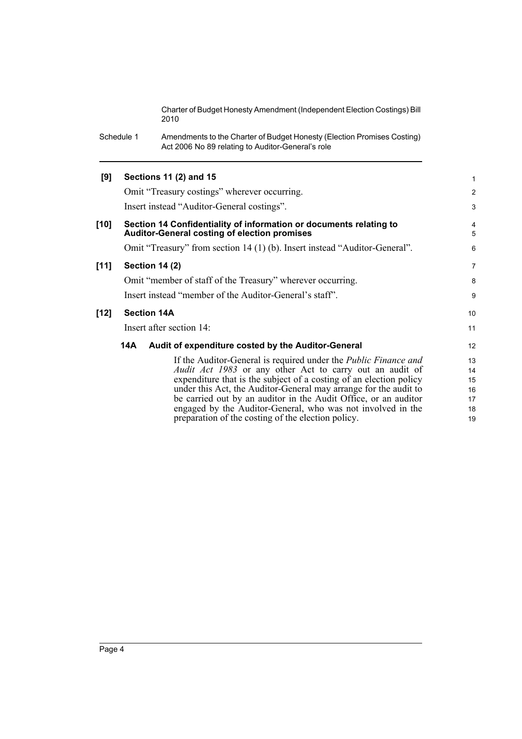**[9] Sections 11 (2) and 15**

Omit "Treasury costings" wherever occurring.

Insert instead "Auditor-General costings".

**[10] Section 14 Confidentiality of information or documents relating to Auditor-General costing of election promises**

Omit "Treasury" from section 14 (1) (b). Insert instead "Auditor-General".

**[11] Section 14 (2)**

Omit "member of staff of the Treasury" wherever occurring.

Insert instead "member of the Auditor-General's staff".

**[12] Section 14A**

Insert after section 14:

**14A Audit of expenditure costed by the Auditor-General**

If the Auditor-General is required under the *Public Finance and Audit Act 1983* or any other Act to carry out an audit of expenditure that is the subject of a costing of an election policy under this Act, the Auditor-General may arrange for the audit to be carried out by an auditor in the Audit Office, or an auditor engaged by the Auditor-General, who was not involved in the preparation of the costing of the election policy.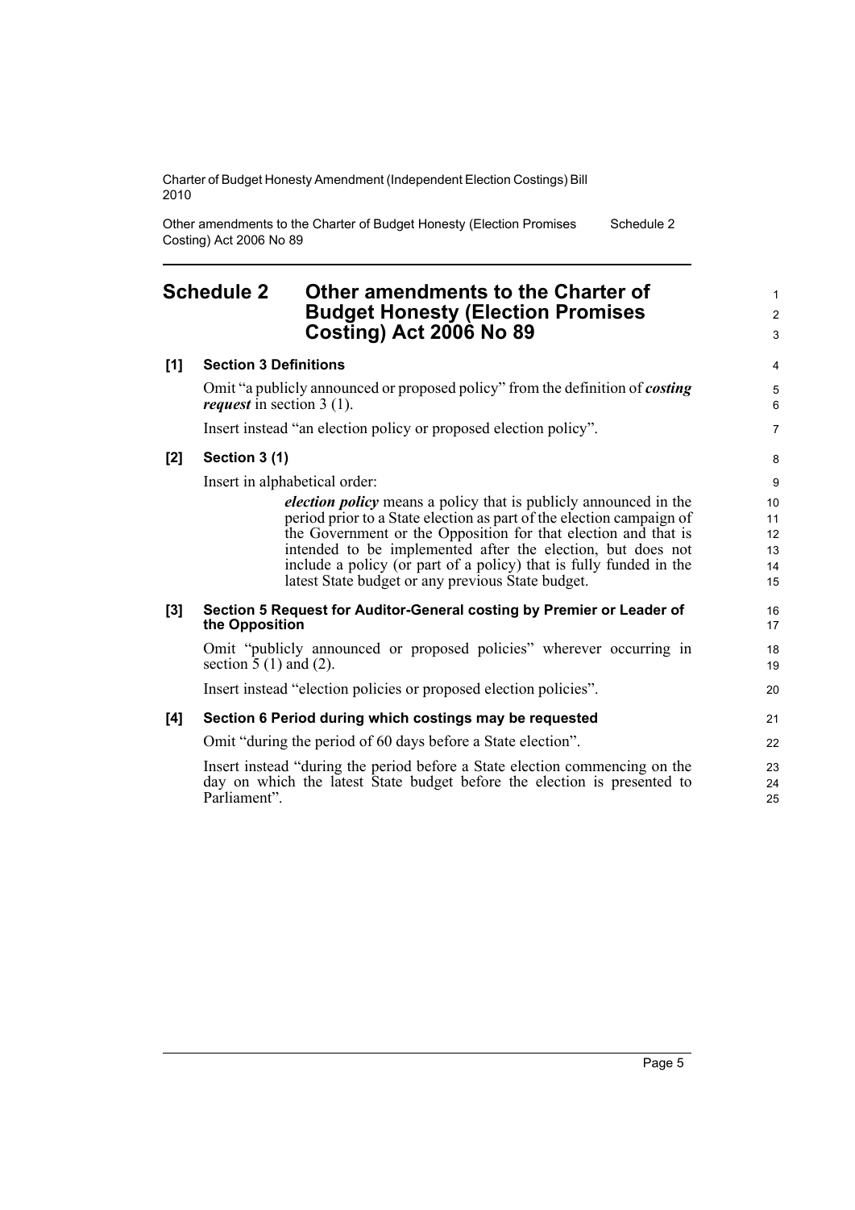## Schedule 2 Other amendments to the Charter of Budget Honesty (Election Promises Costing) Act 2006 No 89

**[1] Section 3 Definitions**

Omit "a publicly announced or proposed policy" from the definition of ***costing request*** in section 3 (1).

Insert instead "an election policy or proposed election policy".

**[2] Section 3 (1)**

Insert in alphabetical order:

> ***election policy*** means a policy that is publicly announced in the period prior to a State election as part of the election campaign of the Government or the Opposition for that election and that is intended to be implemented after the election, but does not include a policy (or part of a policy) that is fully funded in the latest State budget or any previous State budget.

**[3] Section 5 Request for Auditor-General costing by Premier or Leader of the Opposition**

Omit "publicly announced or proposed policies" wherever occurring in section 5 (1) and (2).

Insert instead "election policies or proposed election policies".

**[4] Section 6 Period during which costings may be requested**

Omit "during the period of 60 days before a State election".

Insert instead "during the period before a State election commencing on the day on which the latest State budget before the election is presented to Parliament".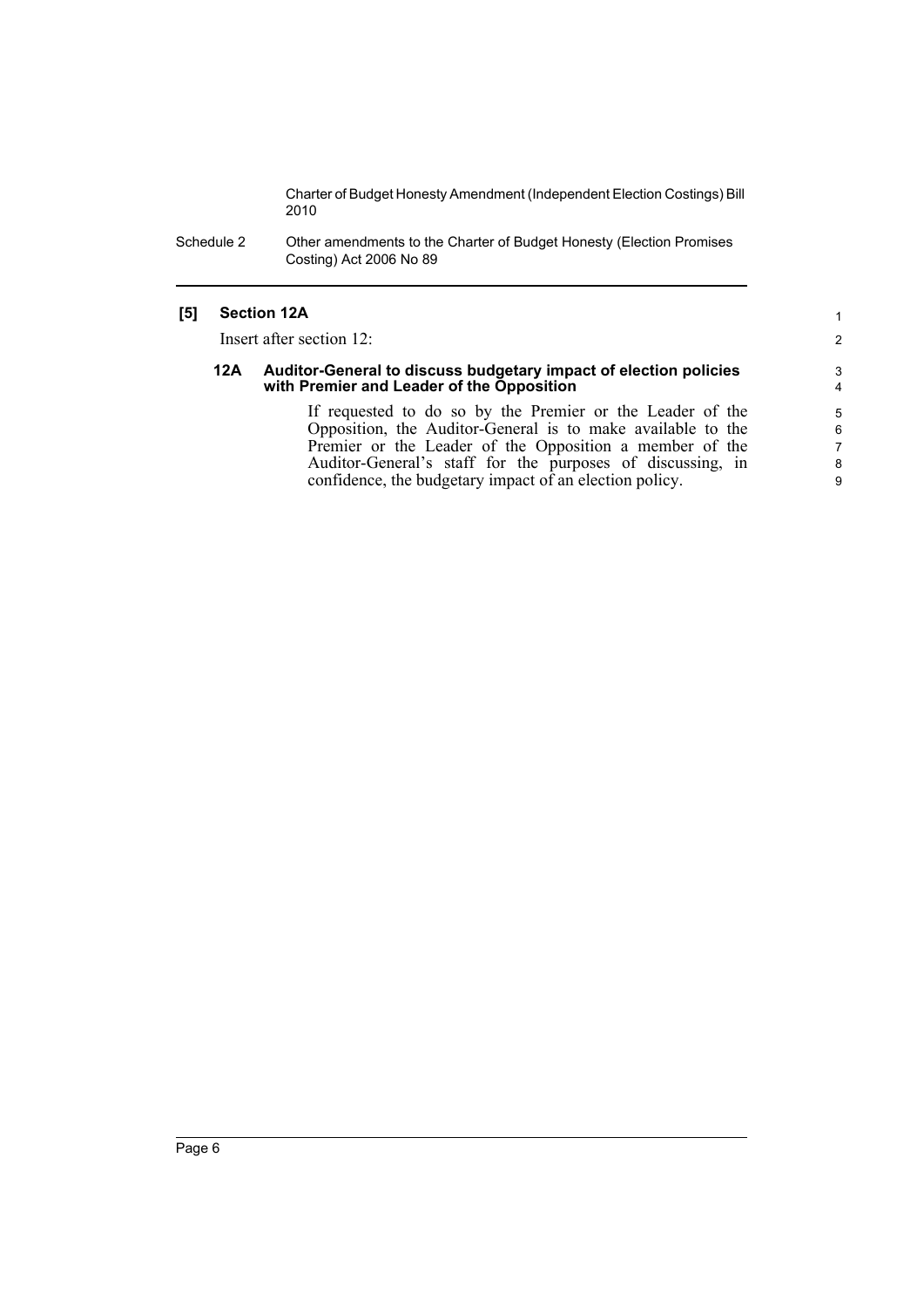**[5] Section 12A**

Insert after section 12:

**12A Auditor-General to discuss budgetary impact of election policies with Premier and Leader of the Opposition**

If requested to do so by the Premier or the Leader of the Opposition, the Auditor-General is to make available to the Premier or the Leader of the Opposition a member of the Auditor-General's staff for the purposes of discussing, in confidence, the budgetary impact of an election policy.